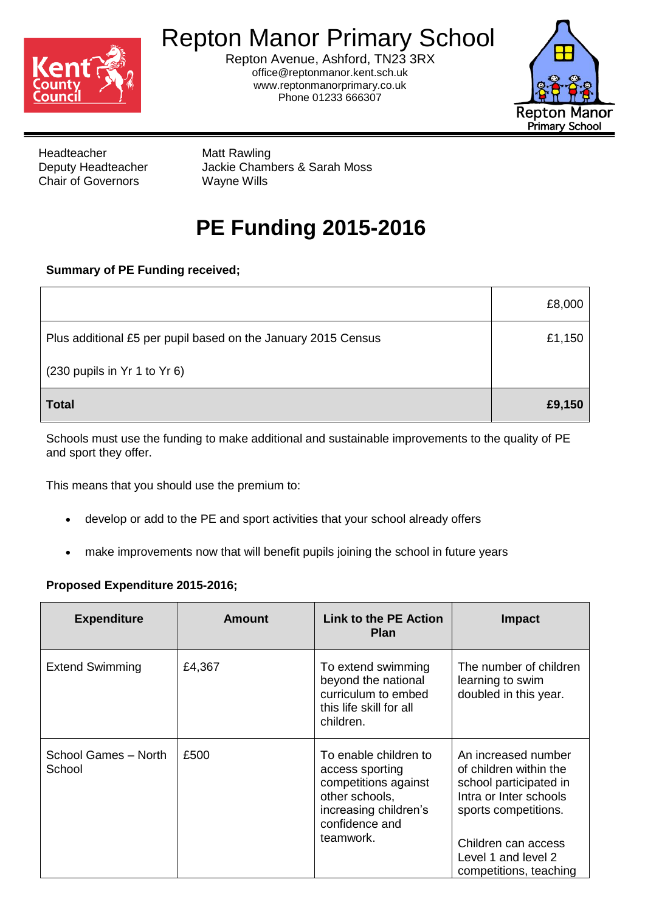# Repton Manor Primary School

Repton Avenue, Ashford, TN23 3RX
office@reptonmanor.kent.sch.uk
www.reptonmanorprimary.co.uk
Phone 01233 666307

| | |
|---|---|
| Headteacher | Matt Rawling |
| Deputy Headteacher | Jackie Chambers & Sarah Moss |
| Chair of Governors | Wayne Wills |

# PE Funding 2015-2016

**Summary of PE Funding received;**

| | |
|---|---|
| | £8,000 |
| Plus additional £5 per pupil based on the January 2015 Census<br><br>(230 pupils in Yr 1 to Yr 6) | £1,150 |
| **Total** | **£9,150** |

Schools must use the funding to make additional and sustainable improvements to the quality of PE and sport they offer.

This means that you should use the premium to:

- develop or add to the PE and sport activities that your school already offers
- make improvements now that will benefit pupils joining the school in future years

**Proposed Expenditure 2015-2016;**

| Expenditure | Amount | Link to the PE Action Plan | Impact |
|---|---|---|---|
| Extend Swimming | £4,367 | To extend swimming beyond the national curriculum to embed this life skill for all children. | The number of children learning to swim doubled in this year. |
| School Games – North School | £500 | To enable children to access sporting competitions against other schools, increasing children's confidence and teamwork. | An increased number of children within the school participated in Intra or Inter schools sports competitions.<br><br>Children can access Level 1 and level 2 competitions, teaching |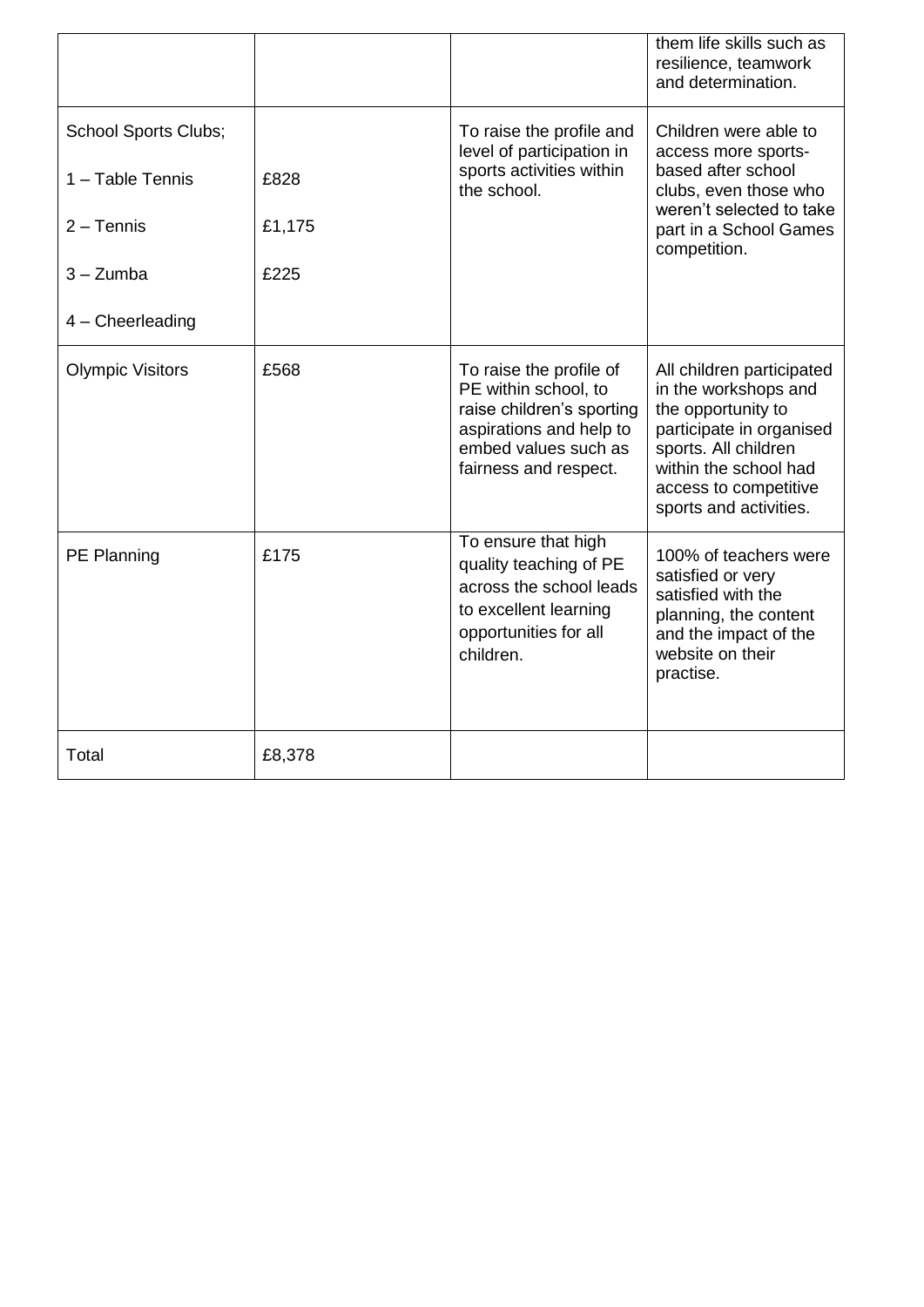| | | | |
|---|---|---|---|
| | | | them life skills such as resilience, teamwork and determination. |
| School Sports Clubs;<br><br>1 – Table Tennis<br><br>2 – Tennis<br><br>3 – Zumba<br><br>4 – Cheerleading | <br><br>£828<br><br>£1,175<br><br>£225 | To raise the profile and level of participation in sports activities within the school. | Children were able to access more sports-based after school clubs, even those who weren't selected to take part in a School Games competition. |
| Olympic Visitors | £568 | To raise the profile of PE within school, to raise children's sporting aspirations and help to embed values such as fairness and respect. | All children participated in the workshops and the opportunity to participate in organised sports. All children within the school had access to competitive sports and activities. |
| PE Planning | £175 | To ensure that high quality teaching of PE across the school leads to excellent learning opportunities for all children. | 100% of teachers were satisfied or very satisfied with the planning, the content and the impact of the website on their practise. |
| Total | £8,378 | | |